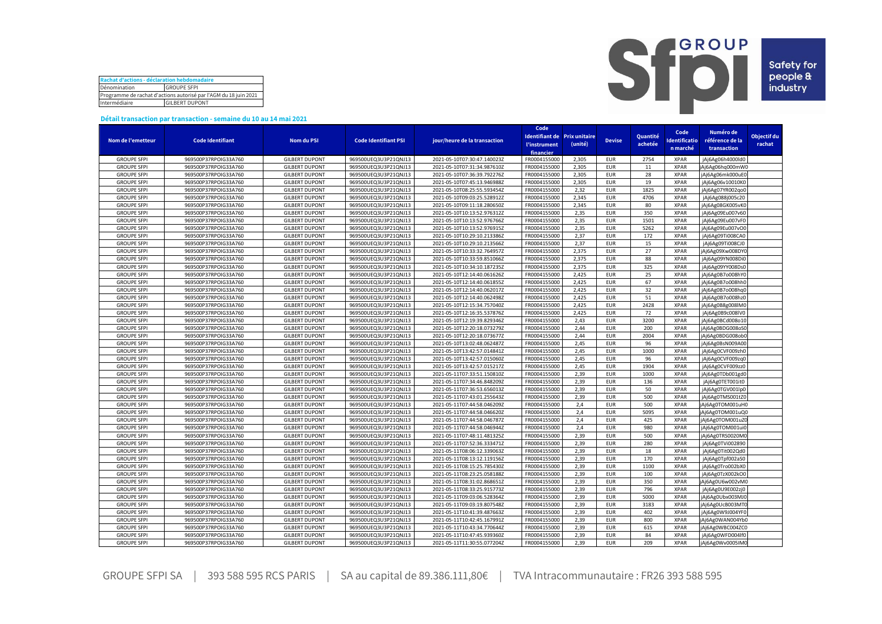| Rachat d'actions - déclaration hebdomadaire | |
|---|---|
| Dénomination | GROUPE SFPI |
| Programme de rachat d'actions autorisé par l'AGM du 18 juin 2021 | |
| Intermédiaire | GILBERT DUPONT |

GROUP Sfpi Safety for people & industry

**Détail transaction par transaction - semaine du 10 au 14 mai 2021**

| Nom de l'emetteur | Code Identifiant | Nom du PSI | Code Identifiant PSI | jour/heure de la transaction | Code Identifiant de l'instrument financier | Prix unitaire (unité) | Devise | Quantité achetée | Code Identificatio n marché | Numéro de référence de la transaction | Objectif du rachat |
|---|---|---|---|---|---|---|---|---|---|---|---|
| GROUPE SFPI | 969500P37RPOIG33A760 | GILBERT DUPONT | 969500UEQ3U3P21QNJ13 | 2021-05-10T07:30:47.140023Z | FR0004155000 | 2,305 | EUR | 2754 | XPAR | jAj6Ag06h4000ld0 | |
| GROUPE SFPI | 969500P37RPOIG33A760 | GILBERT DUPONT | 969500UEQ3U3P21QNJ13 | 2021-05-10T07:31:34.987610Z | FR0004155000 | 2,305 | EUR | 11 | XPAR | jAj6Ag06hq000mW0 | |
| GROUPE SFPI | 969500P37RPOIG33A760 | GILBERT DUPONT | 969500UEQ3U3P21QNJ13 | 2021-05-10T07:36:39.792276Z | FR0004155000 | 2,305 | EUR | 28 | XPAR | jAj6Ag06mk000uE0 | |
| GROUPE SFPI | 969500P37RPOIG33A760 | GILBERT DUPONT | 969500UEQ3U3P21QNJ13 | 2021-05-10T07:45:13.946988Z | FR0004155000 | 2,305 | EUR | 19 | XPAR | jAj6Ag06v10010K0 | |
| GROUPE SFPI | 969500P37RPOIG33A760 | GILBERT DUPONT | 969500UEQ3U3P21QNJ13 | 2021-05-10T08:25:55.593454Z | FR0004155000 | 2,32 | EUR | 1825 | XPAR | jAj6Ag07YR002qo0 | |
| GROUPE SFPI | 969500P37RPOIG33A760 | GILBERT DUPONT | 969500UEQ3U3P21QNJ13 | 2021-05-10T09:03:25.528912Z | FR0004155000 | 2,345 | EUR | 4706 | XPAR | jAj6Ag088j005c20 | |
| GROUPE SFPI | 969500P37RPOIG33A760 | GILBERT DUPONT | 969500UEQ3U3P21QNJ13 | 2021-05-10T09:11:18.280650Z | FR0004155000 | 2,345 | EUR | 80 | XPAR | jAj6Ag08GK005vK0 | |
| GROUPE SFPI | 969500P37RPOIG33A760 | GILBERT DUPONT | 969500UEQ3U3P21QNJ13 | 2021-05-10T10:13:52.976312Z | FR0004155000 | 2,35 | EUR | 350 | XPAR | jAj6Ag09Eu007v60 | |
| GROUPE SFPI | 969500P37RPOIG33A760 | GILBERT DUPONT | 969500UEQ3U3P21QNJ13 | 2021-05-10T10:13:52.976766Z | FR0004155000 | 2,35 | EUR | 1501 | XPAR | jAj6Ag09Eu007vF0 | |
| GROUPE SFPI | 969500P37RPOIG33A760 | GILBERT DUPONT | 969500UEQ3U3P21QNJ13 | 2021-05-10T10:13:52.976915Z | FR0004155000 | 2,35 | EUR | 5262 | XPAR | jAj6Ag09Eu007vO0 | |
| GROUPE SFPI | 969500P37RPOIG33A760 | GILBERT DUPONT | 969500UEQ3U3P21QNJ13 | 2021-05-10T10:29:10.213386Z | FR0004155000 | 2,37 | EUR | 172 | XPAR | jAj6Ag09Ti008CA0 | |
| GROUPE SFPI | 969500P37RPOIG33A760 | GILBERT DUPONT | 969500UEQ3U3P21QNJ13 | 2021-05-10T10:29:10.213566Z | FR0004155000 | 2,37 | EUR | 15 | XPAR | jAj6Ag09Ti008CJ0 | |
| GROUPE SFPI | 969500P37RPOIG33A760 | GILBERT DUPONT | 969500UEQ3U3P21QNJ13 | 2021-05-10T10:33:32.764957Z | FR0004155000 | 2,375 | EUR | 27 | XPAR | jAj6Ag09Xw008DY0 | |
| GROUPE SFPI | 969500P37RPOIG33A760 | GILBERT DUPONT | 969500UEQ3U3P21QNJ13 | 2021-05-10T10:33:59.851066Z | FR0004155000 | 2,375 | EUR | 88 | XPAR | jAj6Ag09YN008Di0 | |
| GROUPE SFPI | 969500P37RPOIG33A760 | GILBERT DUPONT | 969500UEQ3U3P21QNJ13 | 2021-05-10T10:34:10.187235Z | FR0004155000 | 2,375 | EUR | 325 | XPAR | jAj6Ag09YY008Ds0 | |
| GROUPE SFPI | 969500P37RPOIG33A760 | GILBERT DUPONT | 969500UEQ3U3P21QNJ13 | 2021-05-10T12:14:40.061626Z | FR0004155000 | 2,425 | EUR | 25 | XPAR | jAj6Ag0B7o008hY0 | |
| GROUPE SFPI | 969500P37RPOIG33A760 | GILBERT DUPONT | 969500UEQ3U3P21QNJ13 | 2021-05-10T12:14:40.061855Z | FR0004155000 | 2,425 | EUR | 67 | XPAR | jAj6Ag0B7o008hh0 | |
| GROUPE SFPI | 969500P37RPOIG33A760 | GILBERT DUPONT | 969500UEQ3U3P21QNJ13 | 2021-05-10T12:14:40.062017Z | FR0004155000 | 2,425 | EUR | 32 | XPAR | jAj6Ag0B7o008hq0 | |
| GROUPE SFPI | 969500P37RPOIG33A760 | GILBERT DUPONT | 969500UEQ3U3P21QNJ13 | 2021-05-10T12:14:40.062498Z | FR0004155000 | 2,425 | EUR | 51 | XPAR | jAj6Ag0B7o008hz0 | |
| GROUPE SFPI | 969500P37RPOIG33A760 | GILBERT DUPONT | 969500UEQ3U3P21QNJ13 | 2021-05-10T12:15:34.757040Z | FR0004155000 | 2,425 | EUR | 2428 | XPAR | jAj6Ag0B8g008lM0 | |
| GROUPE SFPI | 969500P37RPOIG33A760 | GILBERT DUPONT | 969500UEQ3U3P21QNJ13 | 2021-05-10T12:16:35.537876Z | FR0004155000 | 2,425 | EUR | 72 | XPAR | jAj6Ag0B9c008lV0 | |
| GROUPE SFPI | 969500P37RPOIG33A760 | GILBERT DUPONT | 969500UEQ3U3P21QNJ13 | 2021-05-10T12:19:39.829346Z | FR0004155000 | 2,43 | EUR | 3200 | XPAR | jAj6Ag0BCd008o10 | |
| GROUPE SFPI | 969500P37RPOIG33A760 | GILBERT DUPONT | 969500UEQ3U3P21QNJ13 | 2021-05-10T12:20:18.073279Z | FR0004155000 | 2,44 | EUR | 200 | XPAR | jAj6Ag0BDG008oS0 | |
| GROUPE SFPI | 969500P37RPOIG33A760 | GILBERT DUPONT | 969500UEQ3U3P21QNJ13 | 2021-05-10T12:20:18.073677Z | FR0004155000 | 2,44 | EUR | 2004 | XPAR | jAj6Ag0BDG008ob0 | |
| GROUPE SFPI | 969500P37RPOIG33A760 | GILBERT DUPONT | 969500UEQ3U3P21QNJ13 | 2021-05-10T13:02:48.062487Z | FR0004155000 | 2,45 | EUR | 96 | XPAR | jAj6Ag0BsN009A00 | |
| GROUPE SFPI | 969500P37RPOIG33A760 | GILBERT DUPONT | 969500UEQ3U3P21QNJ13 | 2021-05-10T13:42:57.014841Z | FR0004155000 | 2,45 | EUR | 1000 | XPAR | jAj6Ag0CVF009zh0 | |
| GROUPE SFPI | 969500P37RPOIG33A760 | GILBERT DUPONT | 969500UEQ3U3P21QNJ13 | 2021-05-10T13:42:57.015060Z | FR0004155000 | 2,45 | EUR | 96 | XPAR | jAj6Ag0CVF009zq0 | |
| GROUPE SFPI | 969500P37RPOIG33A760 | GILBERT DUPONT | 969500UEQ3U3P21QNJ13 | 2021-05-10T13:42:57.015217Z | FR0004155000 | 2,45 | EUR | 1904 | XPAR | jAj6Ag0CVF009zz0 | |
| GROUPE SFPI | 969500P37RPOIG33A760 | GILBERT DUPONT | 969500UEQ3U3P21QNJ13 | 2021-05-11T07:33:51.150810Z | FR0004155000 | 2,39 | EUR | 1000 | XPAR | jAj6Ag0TDb001gd0 | |
| GROUPE SFPI | 969500P37RPOIG33A760 | GILBERT DUPONT | 969500UEQ3U3P21QNJ13 | 2021-05-11T07:34:46.848209Z | FR0004155000 | 2,39 | EUR | 136 | XPAR | jAj6Ag0TET001it0 | |
| GROUPE SFPI | 969500P37RPOIG33A760 | GILBERT DUPONT | 969500UEQ3U3P21QNJ13 | 2021-05-11T07:36:53.656013Z | FR0004155000 | 2,39 | EUR | 50 | XPAR | jAj6Ag0TGV001lp0 | |
| GROUPE SFPI | 969500P37RPOIG33A760 | GILBERT DUPONT | 969500UEQ3U3P21QNJ13 | 2021-05-11T07:43:01.255643Z | FR0004155000 | 2,39 | EUR | 500 | XPAR | jAj6Ag0TMS001tZ0 | |
| GROUPE SFPI | 969500P37RPOIG33A760 | GILBERT DUPONT | 969500UEQ3U3P21QNJ13 | 2021-05-11T07:44:58.046209Z | FR0004155000 | 2,4 | EUR | 500 | XPAR | jAj6Ag0TOM001uH0 | |
| GROUPE SFPI | 969500P37RPOIG33A760 | GILBERT DUPONT | 969500UEQ3U3P21QNJ13 | 2021-05-11T07:44:58.046620Z | FR0004155000 | 2,4 | EUR | 5095 | XPAR | jAj6Ag0TOM001uQ0 | |
| GROUPE SFPI | 969500P37RPOIG33A760 | GILBERT DUPONT | 969500UEQ3U3P21QNJ13 | 2021-05-11T07:44:58.046787Z | FR0004155000 | 2,4 | EUR | 425 | XPAR | jAj6Ag0TOM001uZ0 | |
| GROUPE SFPI | 969500P37RPOIG33A760 | GILBERT DUPONT | 969500UEQ3U3P21QNJ13 | 2021-05-11T07:44:58.046944Z | FR0004155000 | 2,4 | EUR | 980 | XPAR | jAj6Ag0TOM001ui0 | |
| GROUPE SFPI | 969500P37RPOIG33A760 | GILBERT DUPONT | 969500UEQ3U3P21QNJ13 | 2021-05-11T07:48:11.481325Z | FR0004155000 | 2,39 | EUR | 500 | XPAR | jAj6Ag0TRS0020M0 | |
| GROUPE SFPI | 969500P37RPOIG33A760 | GILBERT DUPONT | 969500UEQ3U3P21QNJ13 | 2021-05-11T07:52:36.333471Z | FR0004155000 | 2,39 | EUR | 280 | XPAR | jAj6Ag0TVi002890 | |
| GROUPE SFPI | 969500P37RPOIG33A760 | GILBERT DUPONT | 969500UEQ3U3P21QNJ13 | 2021-05-11T08:06:12.339063Z | FR0004155000 | 2,39 | EUR | 18 | XPAR | jAj6Ag0Tit002Qd0 | |
| GROUPE SFPI | 969500P37RPOIG33A760 | GILBERT DUPONT | 969500UEQ3U3P21QNJ13 | 2021-05-11T08:13:12.119156Z | FR0004155000 | 2,39 | EUR | 170 | XPAR | jAj6Ag0Tpf002aS0 | |
| GROUPE SFPI | 969500P37RPOIG33A760 | GILBERT DUPONT | 969500UEQ3U3P21QNJ13 | 2021-05-11T08:15:25.785430Z | FR0004155000 | 2,39 | EUR | 1100 | XPAR | jAj6Ag0Tro002bX0 | |
| GROUPE SFPI | 969500P37RPOIG33A760 | GILBERT DUPONT | 969500UEQ3U3P21QNJ13 | 2021-05-11T08:23:25.058188Z | FR0004155000 | 2,39 | EUR | 100 | XPAR | jAj6Ag0TzX002kO0 | |
| GROUPE SFPI | 969500P37RPOIG33A760 | GILBERT DUPONT | 969500UEQ3U3P21QNJ13 | 2021-05-11T08:31:02.868651Z | FR0004155000 | 2,39 | EUR | 350 | XPAR | jAj6Ag0U6w002vM0 | |
| GROUPE SFPI | 969500P37RPOIG33A760 | GILBERT DUPONT | 969500UEQ3U3P21QNJ13 | 2021-05-11T08:33:25.915773Z | FR0004155000 | 2,39 | EUR | 796 | XPAR | jAj6Ag0U9E002zj0 | |
| GROUPE SFPI | 969500P37RPOIG33A760 | GILBERT DUPONT | 969500UEQ3U3P21QNJ13 | 2021-05-11T09:03:06.528364Z | FR0004155000 | 2,39 | EUR | 5000 | XPAR | jAj6Ag0Ubx003MJ0 | |
| GROUPE SFPI | 969500P37RPOIG33A760 | GILBERT DUPONT | 969500UEQ3U3P21QNJ13 | 2021-05-11T09:03:19.807548Z | FR0004155000 | 2,39 | EUR | 3183 | XPAR | jAj6Ag0UcB003MT0 | |
| GROUPE SFPI | 969500P37RPOIG33A760 | GILBERT DUPONT | 969500UEQ3U3P21QNJ13 | 2021-05-11T10:41:39.487663Z | FR0004155000 | 2,39 | EUR | 402 | XPAR | jAj6Ag0W9J004YF0 | |
| GROUPE SFPI | 969500P37RPOIG33A760 | GILBERT DUPONT | 969500UEQ3U3P21QNJ13 | 2021-05-11T10:42:45.167991Z | FR0004155000 | 2,39 | EUR | 800 | XPAR | jAj6Ag0WAN004Yb0 | |
| GROUPE SFPI | 969500P37RPOIG33A760 | GILBERT DUPONT | 969500UEQ3U3P21QNJ13 | 2021-05-11T10:43:34.770644Z | FR0004155000 | 2,39 | EUR | 615 | XPAR | jAj6Ag0WBC004ZC0 | |
| GROUPE SFPI | 969500P37RPOIG33A760 | GILBERT DUPONT | 969500UEQ3U3P21QNJ13 | 2021-05-11T10:47:45.939360Z | FR0004155000 | 2,39 | EUR | 84 | XPAR | jAj6Ag0WFD004lf0 | |
| GROUPE SFPI | 969500P37RPOIG33A760 | GILBERT DUPONT | 969500UEQ3U3P21QNJ13 | 2021-05-11T11:30:55.077204Z | FR0004155000 | 2,39 | EUR | 209 | XPAR | jAj6Ag0Wv0005IM0 | |

GROUPE SFPI SA | 393 588 595 RCS PARIS | SA au capital de 89.386.111,80€ | TVA Intracommunautaire : FR26 393 588 595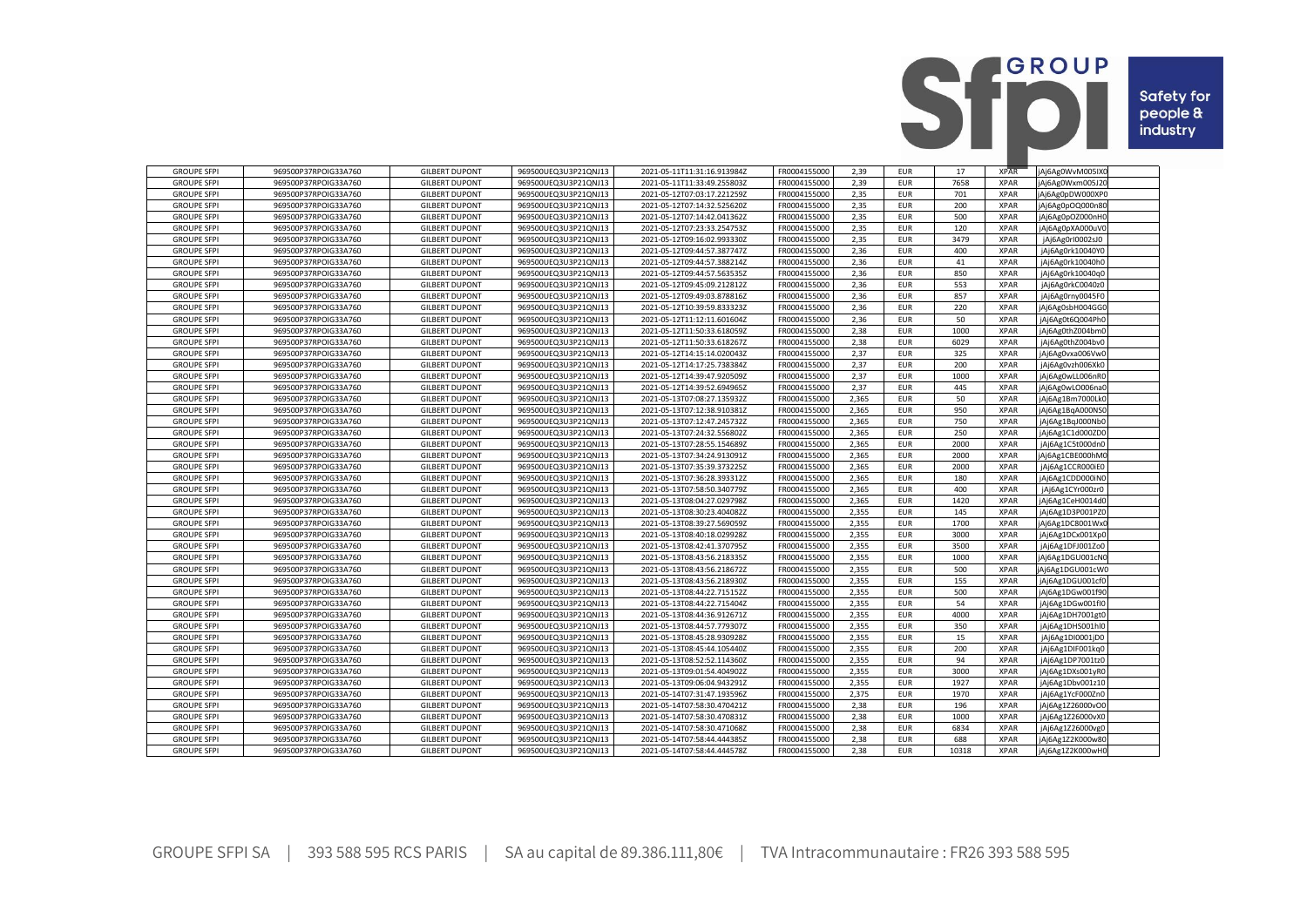| | | | | | | | | | | |
|---|---|---|---|---|---|---|---|---|---|---|
| GROUPE SFPI | 969500P37RPOIG33A760 | GILBERT DUPONT | 969500UEQ3U3P21QNJ13 | 2021-05-11T11:31:16.913984Z | FR0004155000 | 2,39 | EUR | 17 | XPAR | jAj6Ag0WvM005IX0 |
| GROUPE SFPI | 969500P37RPOIG33A760 | GILBERT DUPONT | 969500UEQ3U3P21QNJ13 | 2021-05-11T11:33:49.255803Z | FR0004155000 | 2,39 | EUR | 7658 | XPAR | jAj6Ag0Wxm005J20 |
| GROUPE SFPI | 969500P37RPOIG33A760 | GILBERT DUPONT | 969500UEQ3U3P21QNJ13 | 2021-05-12T07:03:17.221259Z | FR0004155000 | 2,35 | EUR | 701 | XPAR | jAj6Ag0pDW000XP0 |
| GROUPE SFPI | 969500P37RPOIG33A760 | GILBERT DUPONT | 969500UEQ3U3P21QNJ13 | 2021-05-12T07:14:32.525620Z | FR0004155000 | 2,35 | EUR | 200 | XPAR | jAj6Ag0pOQ000n80 |
| GROUPE SFPI | 969500P37RPOIG33A760 | GILBERT DUPONT | 969500UEQ3U3P21QNJ13 | 2021-05-12T07:14:42.041362Z | FR0004155000 | 2,35 | EUR | 500 | XPAR | jAj6Ag0pOZ000nH0 |
| GROUPE SFPI | 969500P37RPOIG33A760 | GILBERT DUPONT | 969500UEQ3U3P21QNJ13 | 2021-05-12T07:23:33.254753Z | FR0004155000 | 2,35 | EUR | 120 | XPAR | jAj6Ag0pXA000uV0 |
| GROUPE SFPI | 969500P37RPOIG33A760 | GILBERT DUPONT | 969500UEQ3U3P21QNJ13 | 2021-05-12T09:16:02.993330Z | FR0004155000 | 2,35 | EUR | 3479 | XPAR | jAj6Ag0rI0002sJ0 |
| GROUPE SFPI | 969500P37RPOIG33A760 | GILBERT DUPONT | 969500UEQ3U3P21QNJ13 | 2021-05-12T09:44:57.387747Z | FR0004155000 | 2,36 | EUR | 400 | XPAR | jAj6Ag0rk10040Y0 |
| GROUPE SFPI | 969500P37RPOIG33A760 | GILBERT DUPONT | 969500UEQ3U3P21QNJ13 | 2021-05-12T09:44:57.388214Z | FR0004155000 | 2,36 | EUR | 41 | XPAR | jAj6Ag0rk10040h0 |
| GROUPE SFPI | 969500P37RPOIG33A760 | GILBERT DUPONT | 969500UEQ3U3P21QNJ13 | 2021-05-12T09:44:57.563535Z | FR0004155000 | 2,36 | EUR | 850 | XPAR | jAj6Ag0rk10040q0 |
| GROUPE SFPI | 969500P37RPOIG33A760 | GILBERT DUPONT | 969500UEQ3U3P21QNJ13 | 2021-05-12T09:45:09.212812Z | FR0004155000 | 2,36 | EUR | 553 | XPAR | jAj6Ag0rkC0040z0 |
| GROUPE SFPI | 969500P37RPOIG33A760 | GILBERT DUPONT | 969500UEQ3U3P21QNJ13 | 2021-05-12T09:49:03.878816Z | FR0004155000 | 2,36 | EUR | 857 | XPAR | jAj6Ag0rny0045F0 |
| GROUPE SFPI | 969500P37RPOIG33A760 | GILBERT DUPONT | 969500UEQ3U3P21QNJ13 | 2021-05-12T10:39:59.833323Z | FR0004155000 | 2,36 | EUR | 220 | XPAR | jAj6Ag0sbH004GG0 |
| GROUPE SFPI | 969500P37RPOIG33A760 | GILBERT DUPONT | 969500UEQ3U3P21QNJ13 | 2021-05-12T11:12:11.601604Z | FR0004155000 | 2,36 | EUR | 50 | XPAR | jAj6Ag0t6Q004Ph0 |
| GROUPE SFPI | 969500P37RPOIG33A760 | GILBERT DUPONT | 969500UEQ3U3P21QNJ13 | 2021-05-12T11:50:33.618059Z | FR0004155000 | 2,38 | EUR | 1000 | XPAR | jAj6Ag0thZ004bm0 |
| GROUPE SFPI | 969500P37RPOIG33A760 | GILBERT DUPONT | 969500UEQ3U3P21QNJ13 | 2021-05-12T11:50:33.618267Z | FR0004155000 | 2,38 | EUR | 6029 | XPAR | jAj6Ag0thZ004bv0 |
| GROUPE SFPI | 969500P37RPOIG33A760 | GILBERT DUPONT | 969500UEQ3U3P21QNJ13 | 2021-05-12T14:15:14.020043Z | FR0004155000 | 2,37 | EUR | 325 | XPAR | jAj6Ag0vxa006Vw0 |
| GROUPE SFPI | 969500P37RPOIG33A760 | GILBERT DUPONT | 969500UEQ3U3P21QNJ13 | 2021-05-12T14:17:25.738384Z | FR0004155000 | 2,37 | EUR | 200 | XPAR | jAj6Ag0vzh006Xk0 |
| GROUPE SFPI | 969500P37RPOIG33A760 | GILBERT DUPONT | 969500UEQ3U3P21QNJ13 | 2021-05-12T14:39:47.920509Z | FR0004155000 | 2,37 | EUR | 1000 | XPAR | jAj6Ag0wLL006nR0 |
| GROUPE SFPI | 969500P37RPOIG33A760 | GILBERT DUPONT | 969500UEQ3U3P21QNJ13 | 2021-05-12T14:39:52.694965Z | FR0004155000 | 2,37 | EUR | 445 | XPAR | jAj6Ag0wLO006na0 |
| GROUPE SFPI | 969500P37RPOIG33A760 | GILBERT DUPONT | 969500UEQ3U3P21QNJ13 | 2021-05-13T07:08:27.135932Z | FR0004155000 | 2,365 | EUR | 50 | XPAR | jAj6Ag1Bm7000Lk0 |
| GROUPE SFPI | 969500P37RPOIG33A760 | GILBERT DUPONT | 969500UEQ3U3P21QNJ13 | 2021-05-13T07:12:38.910381Z | FR0004155000 | 2,365 | EUR | 950 | XPAR | jAj6Ag1BqA000NS0 |
| GROUPE SFPI | 969500P37RPOIG33A760 | GILBERT DUPONT | 969500UEQ3U3P21QNJ13 | 2021-05-13T07:12:47.245732Z | FR0004155000 | 2,365 | EUR | 750 | XPAR | jAj6Ag1BqJ000Nb0 |
| GROUPE SFPI | 969500P37RPOIG33A760 | GILBERT DUPONT | 969500UEQ3U3P21QNJ13 | 2021-05-13T07:24:32.556802Z | FR0004155000 | 2,365 | EUR | 250 | XPAR | jAj6Ag1C1d000ZD0 |
| GROUPE SFPI | 969500P37RPOIG33A760 | GILBERT DUPONT | 969500UEQ3U3P21QNJ13 | 2021-05-13T07:28:55.154689Z | FR0004155000 | 2,365 | EUR | 2000 | XPAR | jAj6Ag1C5t000dn0 |
| GROUPE SFPI | 969500P37RPOIG33A760 | GILBERT DUPONT | 969500UEQ3U3P21QNJ13 | 2021-05-13T07:34:24.913091Z | FR0004155000 | 2,365 | EUR | 2000 | XPAR | jAj6Ag1CBE000hM0 |
| GROUPE SFPI | 969500P37RPOIG33A760 | GILBERT DUPONT | 969500UEQ3U3P21QNJ13 | 2021-05-13T07:35:39.373225Z | FR0004155000 | 2,365 | EUR | 2000 | XPAR | jAj6Ag1CCR000iE0 |
| GROUPE SFPI | 969500P37RPOIG33A760 | GILBERT DUPONT | 969500UEQ3U3P21QNJ13 | 2021-05-13T07:36:28.393312Z | FR0004155000 | 2,365 | EUR | 180 | XPAR | jAj6Ag1CDD000iN0 |
| GROUPE SFPI | 969500P37RPOIG33A760 | GILBERT DUPONT | 969500UEQ3U3P21QNJ13 | 2021-05-13T07:58:50.340779Z | FR0004155000 | 2,365 | EUR | 400 | XPAR | jAj6Ag1CYr000zr0 |
| GROUPE SFPI | 969500P37RPOIG33A760 | GILBERT DUPONT | 969500UEQ3U3P21QNJ13 | 2021-05-13T08:04:27.029798Z | FR0004155000 | 2,365 | EUR | 1420 | XPAR | jAj6Ag1CeH0014d0 |
| GROUPE SFPI | 969500P37RPOIG33A760 | GILBERT DUPONT | 969500UEQ3U3P21QNJ13 | 2021-05-13T08:30:23.404082Z | FR0004155000 | 2,355 | EUR | 145 | XPAR | jAj6Ag1D3P001PZ0 |
| GROUPE SFPI | 969500P37RPOIG33A760 | GILBERT DUPONT | 969500UEQ3U3P21QNJ13 | 2021-05-13T08:39:27.569059Z | FR0004155000 | 2,355 | EUR | 1700 | XPAR | jAj6Ag1DC8001Wx0 |
| GROUPE SFPI | 969500P37RPOIG33A760 | GILBERT DUPONT | 969500UEQ3U3P21QNJ13 | 2021-05-13T08:40:18.029928Z | FR0004155000 | 2,355 | EUR | 3000 | XPAR | jAj6Ag1DCx001Xp0 |
| GROUPE SFPI | 969500P37RPOIG33A760 | GILBERT DUPONT | 969500UEQ3U3P21QNJ13 | 2021-05-13T08:42:41.370795Z | FR0004155000 | 2,355 | EUR | 3500 | XPAR | jAj6Ag1DFJ001Zo0 |
| GROUPE SFPI | 969500P37RPOIG33A760 | GILBERT DUPONT | 969500UEQ3U3P21QNJ13 | 2021-05-13T08:43:56.218335Z | FR0004155000 | 2,355 | EUR | 1000 | XPAR | jAj6Ag1DGU001cN0 |
| GROUPE SFPI | 969500P37RPOIG33A760 | GILBERT DUPONT | 969500UEQ3U3P21QNJ13 | 2021-05-13T08:43:56.218672Z | FR0004155000 | 2,355 | EUR | 500 | XPAR | jAj6Ag1DGU001cW0 |
| GROUPE SFPI | 969500P37RPOIG33A760 | GILBERT DUPONT | 969500UEQ3U3P21QNJ13 | 2021-05-13T08:43:56.218930Z | FR0004155000 | 2,355 | EUR | 155 | XPAR | jAj6Ag1DGU001cf0 |
| GROUPE SFPI | 969500P37RPOIG33A760 | GILBERT DUPONT | 969500UEQ3U3P21QNJ13 | 2021-05-13T08:44:22.715152Z | FR0004155000 | 2,355 | EUR | 500 | XPAR | jAj6Ag1DGw001f90 |
| GROUPE SFPI | 969500P37RPOIG33A760 | GILBERT DUPONT | 969500UEQ3U3P21QNJ13 | 2021-05-13T08:44:22.715404Z | FR0004155000 | 2,355 | EUR | 54 | XPAR | jAj6Ag1DGw001fI0 |
| GROUPE SFPI | 969500P37RPOIG33A760 | GILBERT DUPONT | 969500UEQ3U3P21QNJ13 | 2021-05-13T08:44:36.912671Z | FR0004155000 | 2,355 | EUR | 4000 | XPAR | jAj6Ag1DH7001gt0 |
| GROUPE SFPI | 969500P37RPOIG33A760 | GILBERT DUPONT | 969500UEQ3U3P21QNJ13 | 2021-05-13T08:44:57.779307Z | FR0004155000 | 2,355 | EUR | 350 | XPAR | jAj6Ag1DHS001hI0 |
| GROUPE SFPI | 969500P37RPOIG33A760 | GILBERT DUPONT | 969500UEQ3U3P21QNJ13 | 2021-05-13T08:45:28.930928Z | FR0004155000 | 2,355 | EUR | 15 | XPAR | jAj6Ag1DI0001jD0 |
| GROUPE SFPI | 969500P37RPOIG33A760 | GILBERT DUPONT | 969500UEQ3U3P21QNJ13 | 2021-05-13T08:45:44.105440Z | FR0004155000 | 2,355 | EUR | 200 | XPAR | jAj6Ag1DIF001kq0 |
| GROUPE SFPI | 969500P37RPOIG33A760 | GILBERT DUPONT | 969500UEQ3U3P21QNJ13 | 2021-05-13T08:52:52.114360Z | FR0004155000 | 2,355 | EUR | 94 | XPAR | jAj6Ag1DP7001tz0 |
| GROUPE SFPI | 969500P37RPOIG33A760 | GILBERT DUPONT | 969500UEQ3U3P21QNJ13 | 2021-05-13T09:01:54.404902Z | FR0004155000 | 2,355 | EUR | 3000 | XPAR | jAj6Ag1DXs001yR0 |
| GROUPE SFPI | 969500P37RPOIG33A760 | GILBERT DUPONT | 969500UEQ3U3P21QNJ13 | 2021-05-13T09:06:04.943291Z | FR0004155000 | 2,355 | EUR | 1927 | XPAR | jAj6Ag1Dbv001z10 |
| GROUPE SFPI | 969500P37RPOIG33A760 | GILBERT DUPONT | 969500UEQ3U3P21QNJ13 | 2021-05-14T07:31:47.193596Z | FR0004155000 | 2,375 | EUR | 1970 | XPAR | jAj6Ag1YcF000Zn0 |
| GROUPE SFPI | 969500P37RPOIG33A760 | GILBERT DUPONT | 969500UEQ3U3P21QNJ13 | 2021-05-14T07:58:30.470421Z | FR0004155000 | 2,38 | EUR | 196 | XPAR | jAj6Ag1Z26000vO0 |
| GROUPE SFPI | 969500P37RPOIG33A760 | GILBERT DUPONT | 969500UEQ3U3P21QNJ13 | 2021-05-14T07:58:30.470831Z | FR0004155000 | 2,38 | EUR | 1000 | XPAR | jAj6Ag1Z26000vX0 |
| GROUPE SFPI | 969500P37RPOIG33A760 | GILBERT DUPONT | 969500UEQ3U3P21QNJ13 | 2021-05-14T07:58:30.471068Z | FR0004155000 | 2,38 | EUR | 6834 | XPAR | jAj6Ag1Z26000vg0 |
| GROUPE SFPI | 969500P37RPOIG33A760 | GILBERT DUPONT | 969500UEQ3U3P21QNJ13 | 2021-05-14T07:58:44.444385Z | FR0004155000 | 2,38 | EUR | 688 | XPAR | jAj6Ag1Z2K000w80 |
| GROUPE SFPI | 969500P37RPOIG33A760 | GILBERT DUPONT | 969500UEQ3U3P21QNJ13 | 2021-05-14T07:58:44.444578Z | FR0004155000 | 2,38 | EUR | 10318 | XPAR | jAj6Ag1Z2K000wH0 |

GROUPE SFPI SA | 393 588 595 RCS PARIS | SA au capital de 89.386.111,80€ | TVA Intracommunautaire : FR26 393 588 595